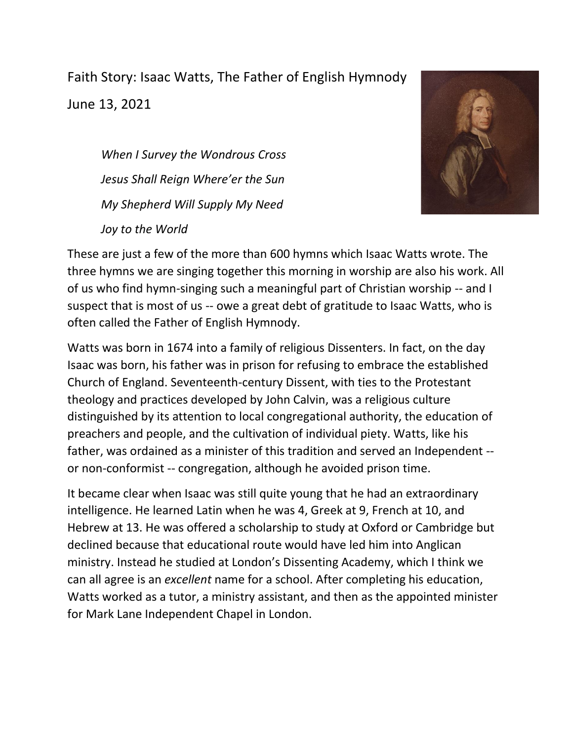# Faith Story: Isaac Watts, The Father of English Hymnody

June 13, 2021

*When I Survey the Wondrous Cross*

*Jesus Shall Reign Where'er the Sun*

*My Shepherd Will Supply My Need*

*Joy to the World*

These are just a few of the more than 600 hymns which Isaac Watts wrote. The three hymns we are singing together this morning in worship are also his work. All of us who find hymn-singing such a meaningful part of Christian worship -- and I suspect that is most of us -- owe a great debt of gratitude to Isaac Watts, who is often called the Father of English Hymnody.

Watts was born in 1674 into a family of religious Dissenters. In fact, on the day Isaac was born, his father was in prison for refusing to embrace the established Church of England. Seventeenth-century Dissent, with ties to the Protestant theology and practices developed by John Calvin, was a religious culture distinguished by its attention to local congregational authority, the education of preachers and people, and the cultivation of individual piety. Watts, like his father, was ordained as a minister of this tradition and served an Independent -- or non-conformist -- congregation, although he avoided prison time.

It became clear when Isaac was still quite young that he had an extraordinary intelligence. He learned Latin when he was 4, Greek at 9, French at 10, and Hebrew at 13. He was offered a scholarship to study at Oxford or Cambridge but declined because that educational route would have led him into Anglican ministry. Instead he studied at London's Dissenting Academy, which I think we can all agree is an *excellent* name for a school. After completing his education, Watts worked as a tutor, a ministry assistant, and then as the appointed minister for Mark Lane Independent Chapel in London.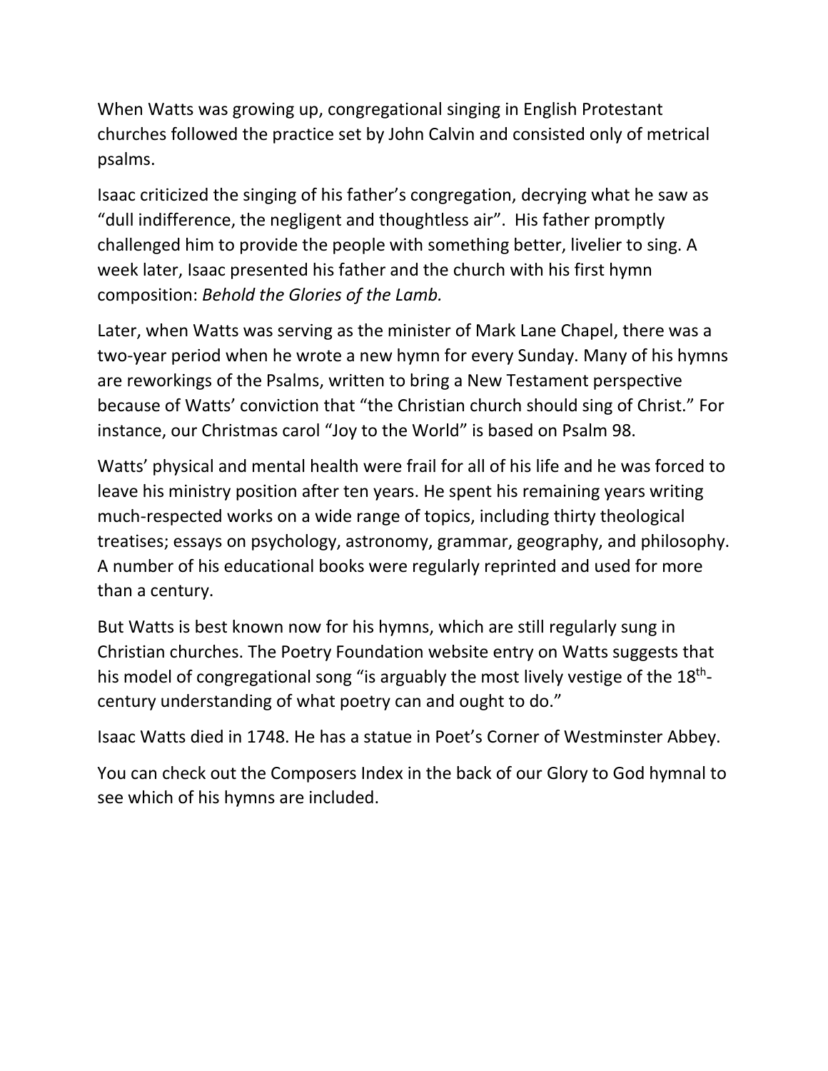When Watts was growing up, congregational singing in English Protestant churches followed the practice set by John Calvin and consisted only of metrical psalms.

Isaac criticized the singing of his father's congregation, decrying what he saw as "dull indifference, the negligent and thoughtless air". His father promptly challenged him to provide the people with something better, livelier to sing. A week later, Isaac presented his father and the church with his first hymn composition: *Behold the Glories of the Lamb.*

Later, when Watts was serving as the minister of Mark Lane Chapel, there was a two-year period when he wrote a new hymn for every Sunday. Many of his hymns are reworkings of the Psalms, written to bring a New Testament perspective because of Watts' conviction that "the Christian church should sing of Christ." For instance, our Christmas carol "Joy to the World" is based on Psalm 98.

Watts' physical and mental health were frail for all of his life and he was forced to leave his ministry position after ten years. He spent his remaining years writing much-respected works on a wide range of topics, including thirty theological treatises; essays on psychology, astronomy, grammar, geography, and philosophy. A number of his educational books were regularly reprinted and used for more than a century.

But Watts is best known now for his hymns, which are still regularly sung in Christian churches. The Poetry Foundation website entry on Watts suggests that his model of congregational song "is arguably the most lively vestige of the 18th-century understanding of what poetry can and ought to do."

Isaac Watts died in 1748. He has a statue in Poet's Corner of Westminster Abbey.

You can check out the Composers Index in the back of our Glory to God hymnal to see which of his hymns are included.